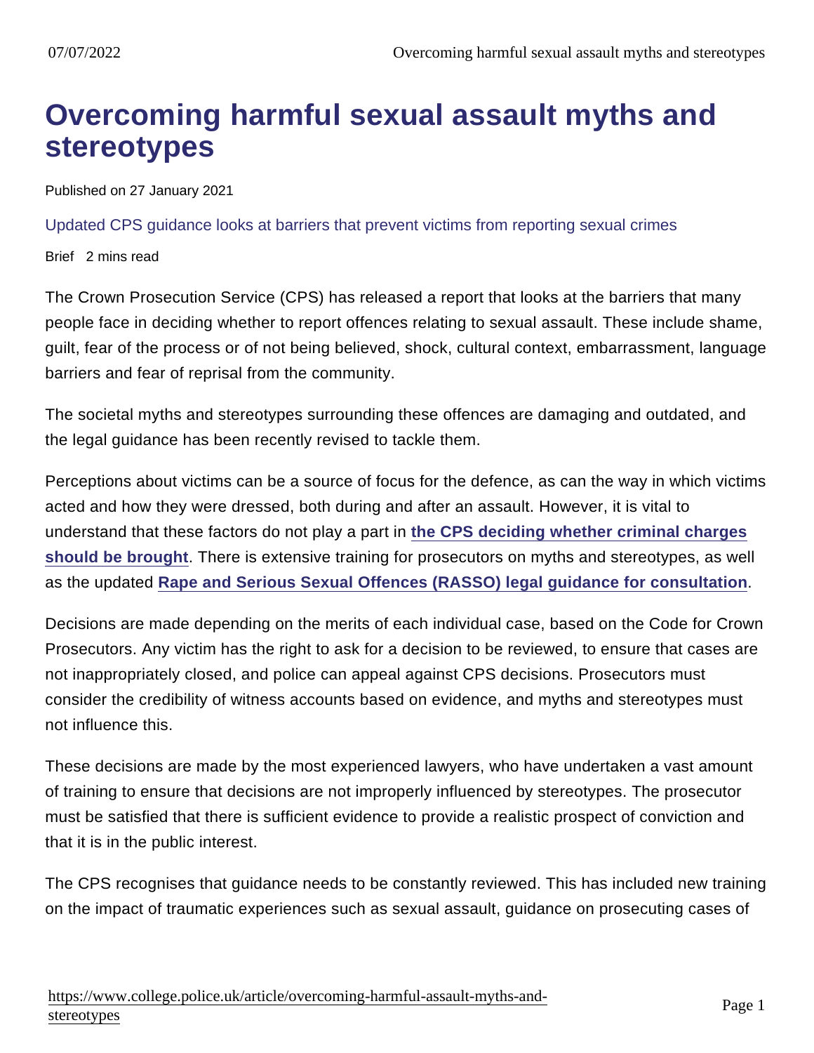# Overcoming harmful sexual assault myths and stereotypes

Published on 27 January 2021

Updated CPS guidance looks at barriers that prevent victims from reporting sexual crimes

Brief 2 mins read

The Crown Prosecution Service (CPS) has released a report that looks at the barriers that many people face in deciding whether to report offences relating to sexual assault. These include shame, guilt, fear of the process or of not being believed, shock, cultural context, embarrassment, language barriers and fear of reprisal from the community.

The societal myths and stereotypes surrounding these offences are damaging and outdated, and the legal guidance has been recently revised to tackle them.

Perceptions about victims can be a source of focus for the defence, as can the way in which victims acted and how they were dressed, both during and after an assault. However, it is vital to understand that these factors do not play a part in **the CPS deciding whether criminal charges should be brought**. There is extensive training for prosecutors on myths and stereotypes, as well as the updated **Rape and Serious Sexual Offences (RASSO) legal guidance for consultation**.

Decisions are made depending on the merits of each individual case, based on the Code for Crown Prosecutors. Any victim has the right to ask for a decision to be reviewed, to ensure that cases are not inappropriately closed, and police can appeal against CPS decisions. Prosecutors must consider the credibility of witness accounts based on evidence, and myths and stereotypes must not influence this.

These decisions are made by the most experienced lawyers, who have undertaken a vast amount of training to ensure that decisions are not improperly influenced by stereotypes. The prosecutor must be satisfied that there is sufficient evidence to provide a realistic prospect of conviction and that it is in the public interest.

The CPS recognises that guidance needs to be constantly reviewed. This has included new training on the impact of traumatic experiences such as sexual assault, guidance on prosecuting cases of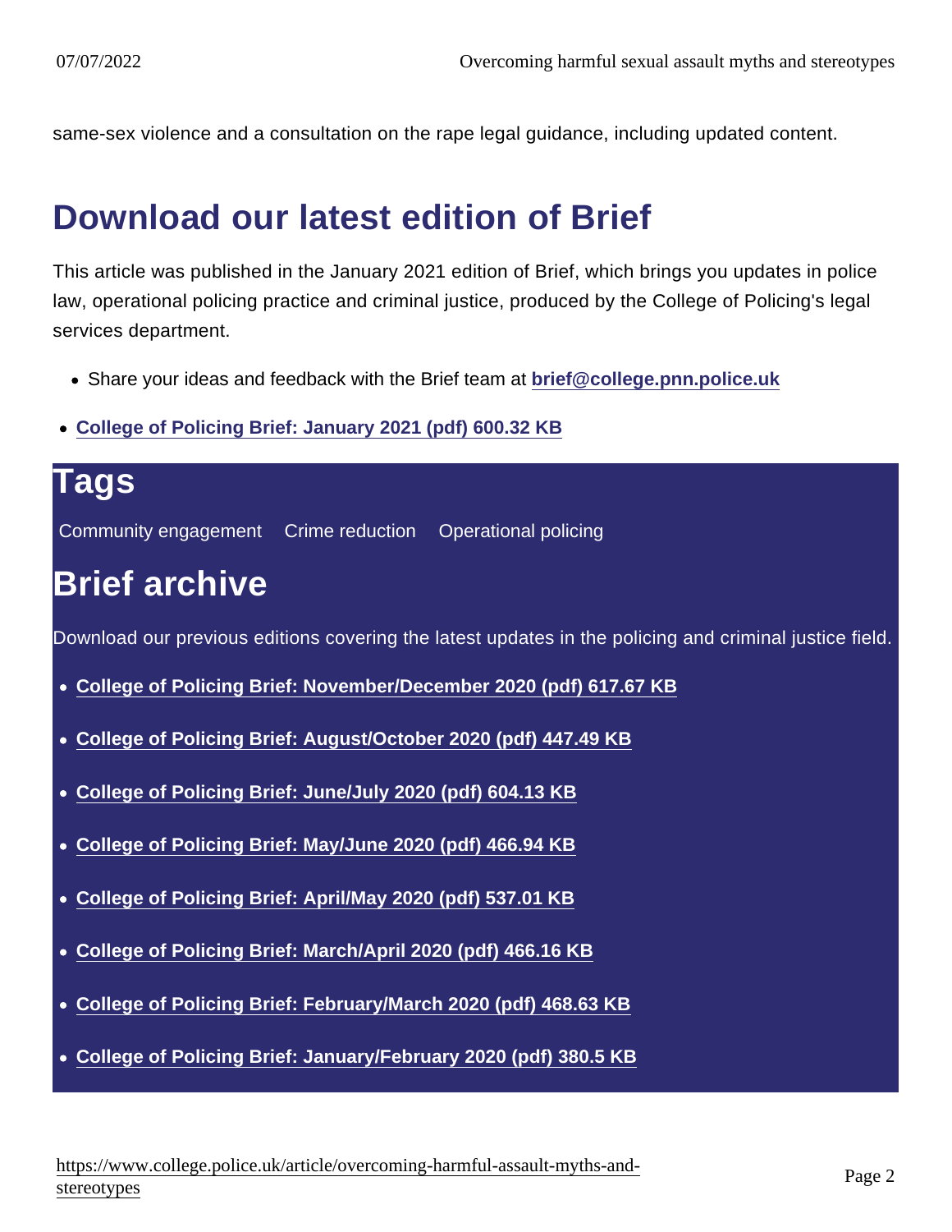same-sex violence and a consultation on the rape legal guidance, including updated content.

## Download our latest edition of Brief

This article was published in the January 2021 edition of Brief, which brings you updates in police law, operational policing practice and criminal justice, produced by the College of Policing's legal services department.

- Share your ideas and feedback with the Brief team at **brief@college.pnn.police.uk**

- **College of Policing Brief: January 2021 (pdf) 600.32 KB**

## Tags

Community engagement Crime reduction Operational policing

## Brief archive

Download our previous editions covering the latest updates in the policing and criminal justice field.

- **College of Policing Brief: November/December 2020 (pdf) 617.67 KB**
- **College of Policing Brief: August/October 2020 (pdf) 447.49 KB**
- **College of Policing Brief: June/July 2020 (pdf) 604.13 KB**
- **College of Policing Brief: May/June 2020 (pdf) 466.94 KB**
- **College of Policing Brief: April/May 2020 (pdf) 537.01 KB**
- **College of Policing Brief: March/April 2020 (pdf) 466.16 KB**
- **College of Policing Brief: February/March 2020 (pdf) 468.63 KB**
- **College of Policing Brief: January/February 2020 (pdf) 380.5 KB**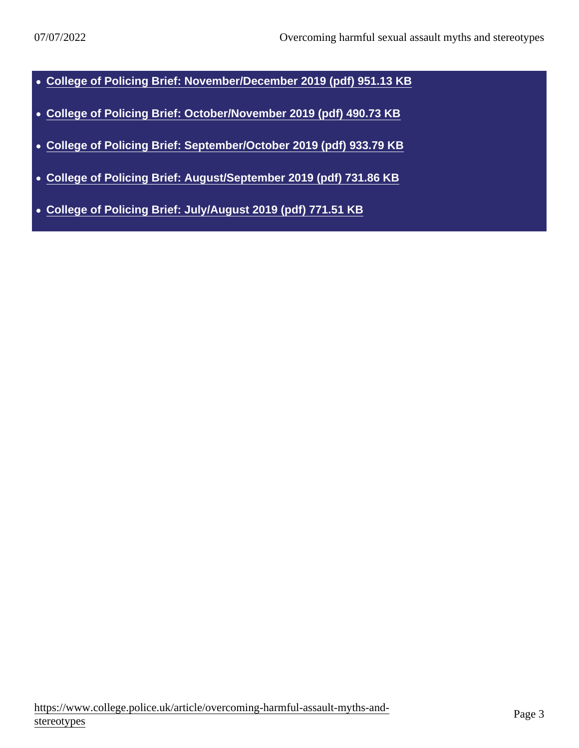- **College of Policing Brief: November/December 2019 (pdf) 951.13 KB**
- **College of Policing Brief: October/November 2019 (pdf) 490.73 KB**
- **College of Policing Brief: September/October 2019 (pdf) 933.79 KB**
- **College of Policing Brief: August/September 2019 (pdf) 731.86 KB**
- **College of Policing Brief: July/August 2019 (pdf) 771.51 KB**